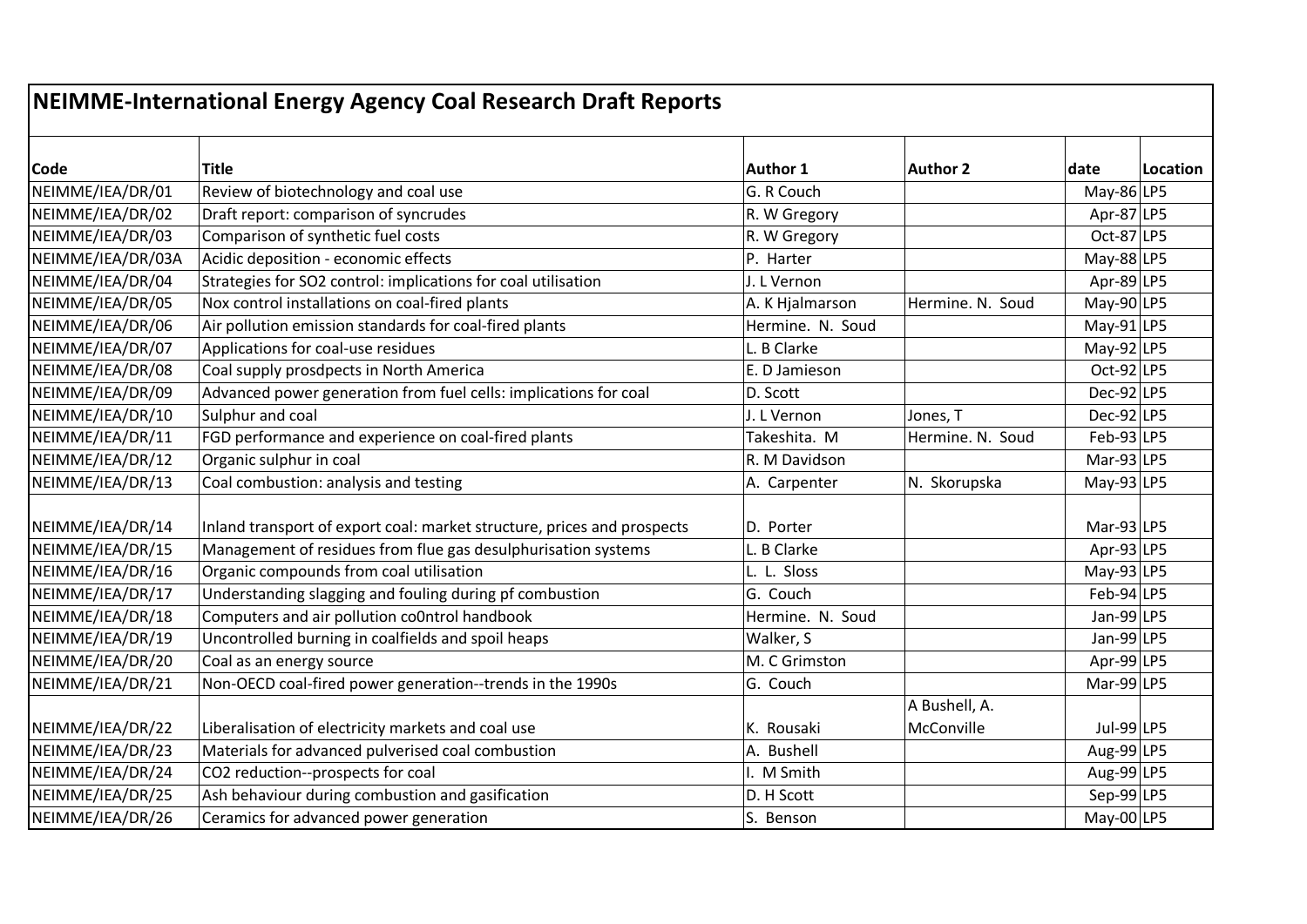# NEIMME-International Energy Agency Coal Research Draft Reports

| Code | Title | Author 1 | Author 2 | date | Location |
|---|---|---|---|---|---|
| NEIMME/IEA/DR/01 | Review of biotechnology and coal use | G. R Couch | | May-86 | LP5 |
| NEIMME/IEA/DR/02 | Draft report: comparison of syncrudes | R. W Gregory | | Apr-87 | LP5 |
| NEIMME/IEA/DR/03 | Comparison of synthetic fuel costs | R. W Gregory | | Oct-87 | LP5 |
| NEIMME/IEA/DR/03A | Acidic deposition - economic effects | P. Harter | | May-88 | LP5 |
| NEIMME/IEA/DR/04 | Strategies for SO2 control: implications for coal utilisation | J. L Vernon | | Apr-89 | LP5 |
| NEIMME/IEA/DR/05 | Nox control installations on coal-fired plants | A. K Hjalmarson | Hermine. N. Soud | May-90 | LP5 |
| NEIMME/IEA/DR/06 | Air pollution emission standards for coal-fired plants | Hermine. N. Soud | | May-91 | LP5 |
| NEIMME/IEA/DR/07 | Applications for coal-use residues | L. B Clarke | | May-92 | LP5 |
| NEIMME/IEA/DR/08 | Coal supply prosdpects in North America | E. D Jamieson | | Oct-92 | LP5 |
| NEIMME/IEA/DR/09 | Advanced power generation from fuel cells: implications for coal | D. Scott | | Dec-92 | LP5 |
| NEIMME/IEA/DR/10 | Sulphur and coal | J. L Vernon | Jones, T | Dec-92 | LP5 |
| NEIMME/IEA/DR/11 | FGD performance and experience on coal-fired plants | Takeshita. M | Hermine. N. Soud | Feb-93 | LP5 |
| NEIMME/IEA/DR/12 | Organic sulphur in coal | R. M Davidson | | Mar-93 | LP5 |
| NEIMME/IEA/DR/13 | Coal combustion: analysis and testing | A. Carpenter | N. Skorupska | May-93 | LP5 |
| NEIMME/IEA/DR/14 | Inland transport of export coal: market structure, prices and prospects | D. Porter | | Mar-93 | LP5 |
| NEIMME/IEA/DR/15 | Management of residues from flue gas desulphurisation systems | L. B Clarke | | Apr-93 | LP5 |
| NEIMME/IEA/DR/16 | Organic compounds from coal utilisation | L. L. Sloss | | May-93 | LP5 |
| NEIMME/IEA/DR/17 | Understanding slagging and fouling during pf combustion | G. Couch | | Feb-94 | LP5 |
| NEIMME/IEA/DR/18 | Computers and air pollution co0ntrol handbook | Hermine. N. Soud | | Jan-99 | LP5 |
| NEIMME/IEA/DR/19 | Uncontrolled burning in coalfields and spoil heaps | Walker, S | | Jan-99 | LP5 |
| NEIMME/IEA/DR/20 | Coal as an energy source | M. C Grimston | | Apr-99 | LP5 |
| NEIMME/IEA/DR/21 | Non-OECD coal-fired power generation--trends in the 1990s | G. Couch | | Mar-99 | LP5 |
| NEIMME/IEA/DR/22 | Liberalisation of electricity markets and coal use | K. Rousaki | A Bushell, A. McConville | Jul-99 | LP5 |
| NEIMME/IEA/DR/23 | Materials for advanced pulverised coal combustion | A. Bushell | | Aug-99 | LP5 |
| NEIMME/IEA/DR/24 | CO2 reduction--prospects for coal | I. M Smith | | Aug-99 | LP5 |
| NEIMME/IEA/DR/25 | Ash behaviour during combustion and gasification | D. H Scott | | Sep-99 | LP5 |
| NEIMME/IEA/DR/26 | Ceramics for advanced power generation | S. Benson | | May-00 | LP5 |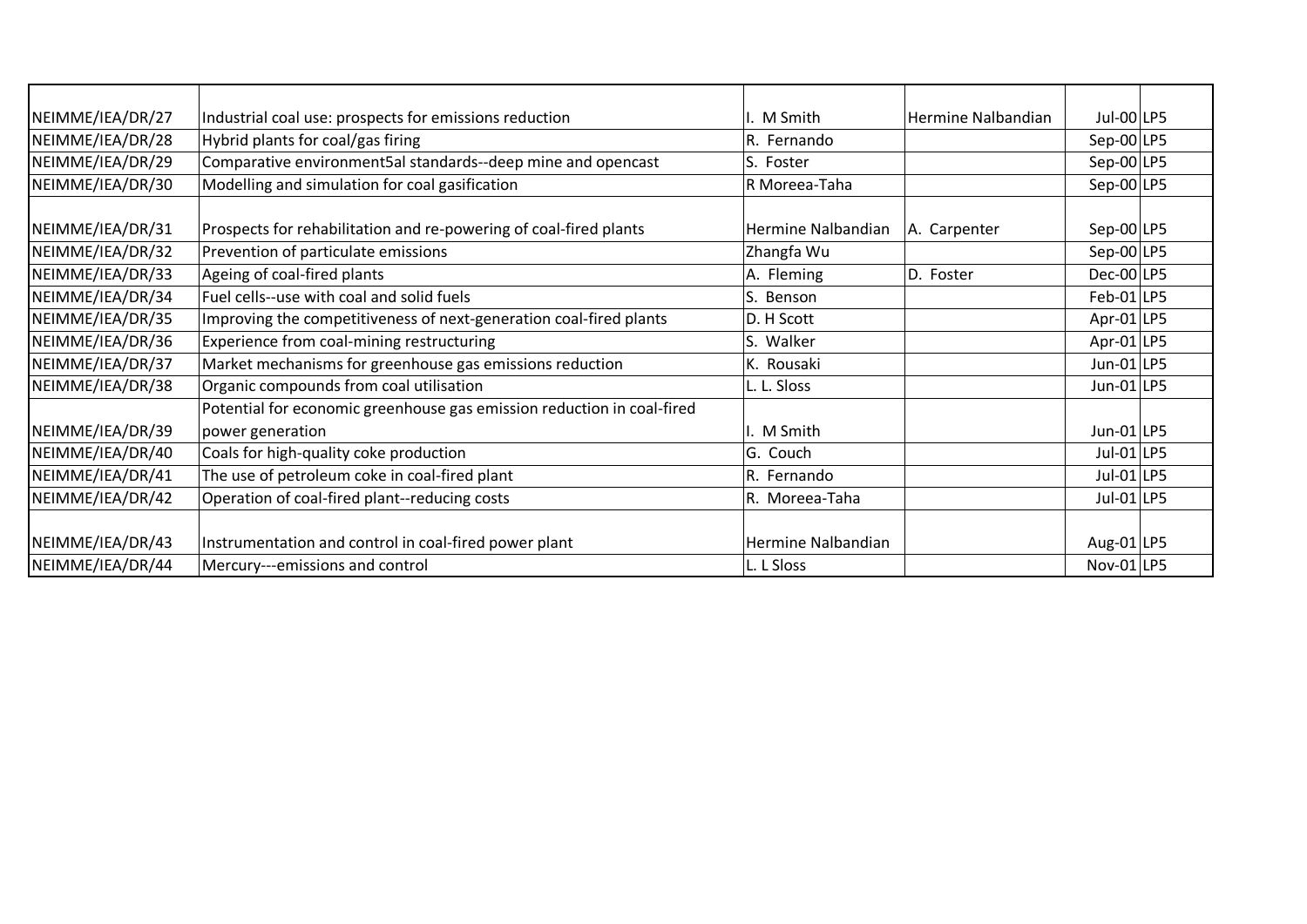| | | | | | |
|---|---|---|---|---|---|
| NEIMME/IEA/DR/27 | Industrial coal use: prospects for emissions reduction | I. M Smith | Hermine Nalbandian | Jul-00 | LP5 |
| NEIMME/IEA/DR/28 | Hybrid plants for coal/gas firing | R. Fernando | | Sep-00 | LP5 |
| NEIMME/IEA/DR/29 | Comparative environment5al standards--deep mine and opencast | S. Foster | | Sep-00 | LP5 |
| NEIMME/IEA/DR/30 | Modelling and simulation for coal gasification | R Moreea-Taha | | Sep-00 | LP5 |
| NEIMME/IEA/DR/31 | Prospects for rehabilitation and re-powering of coal-fired plants | Hermine Nalbandian | A. Carpenter | Sep-00 | LP5 |
| NEIMME/IEA/DR/32 | Prevention of particulate emissions | Zhangfa Wu | | Sep-00 | LP5 |
| NEIMME/IEA/DR/33 | Ageing of coal-fired plants | A. Fleming | D. Foster | Dec-00 | LP5 |
| NEIMME/IEA/DR/34 | Fuel cells--use with coal and solid fuels | S. Benson | | Feb-01 | LP5 |
| NEIMME/IEA/DR/35 | Improving the competitiveness of next-generation coal-fired plants | D. H Scott | | Apr-01 | LP5 |
| NEIMME/IEA/DR/36 | Experience from coal-mining restructuring | S. Walker | | Apr-01 | LP5 |
| NEIMME/IEA/DR/37 | Market mechanisms for greenhouse gas emissions reduction | K. Rousaki | | Jun-01 | LP5 |
| NEIMME/IEA/DR/38 | Organic compounds from coal utilisation | L. L. Sloss | | Jun-01 | LP5 |
| NEIMME/IEA/DR/39 | Potential for economic greenhouse gas emission reduction in coal-fired power generation | I. M Smith | | Jun-01 | LP5 |
| NEIMME/IEA/DR/40 | Coals for high-quality coke production | G. Couch | | Jul-01 | LP5 |
| NEIMME/IEA/DR/41 | The use of petroleum coke in coal-fired plant | R. Fernando | | Jul-01 | LP5 |
| NEIMME/IEA/DR/42 | Operation of coal-fired plant--reducing costs | R. Moreea-Taha | | Jul-01 | LP5 |
| NEIMME/IEA/DR/43 | Instrumentation and control in coal-fired power plant | Hermine Nalbandian | | Aug-01 | LP5 |
| NEIMME/IEA/DR/44 | Mercury---emissions and control | L. L Sloss | | Nov-01 | LP5 |